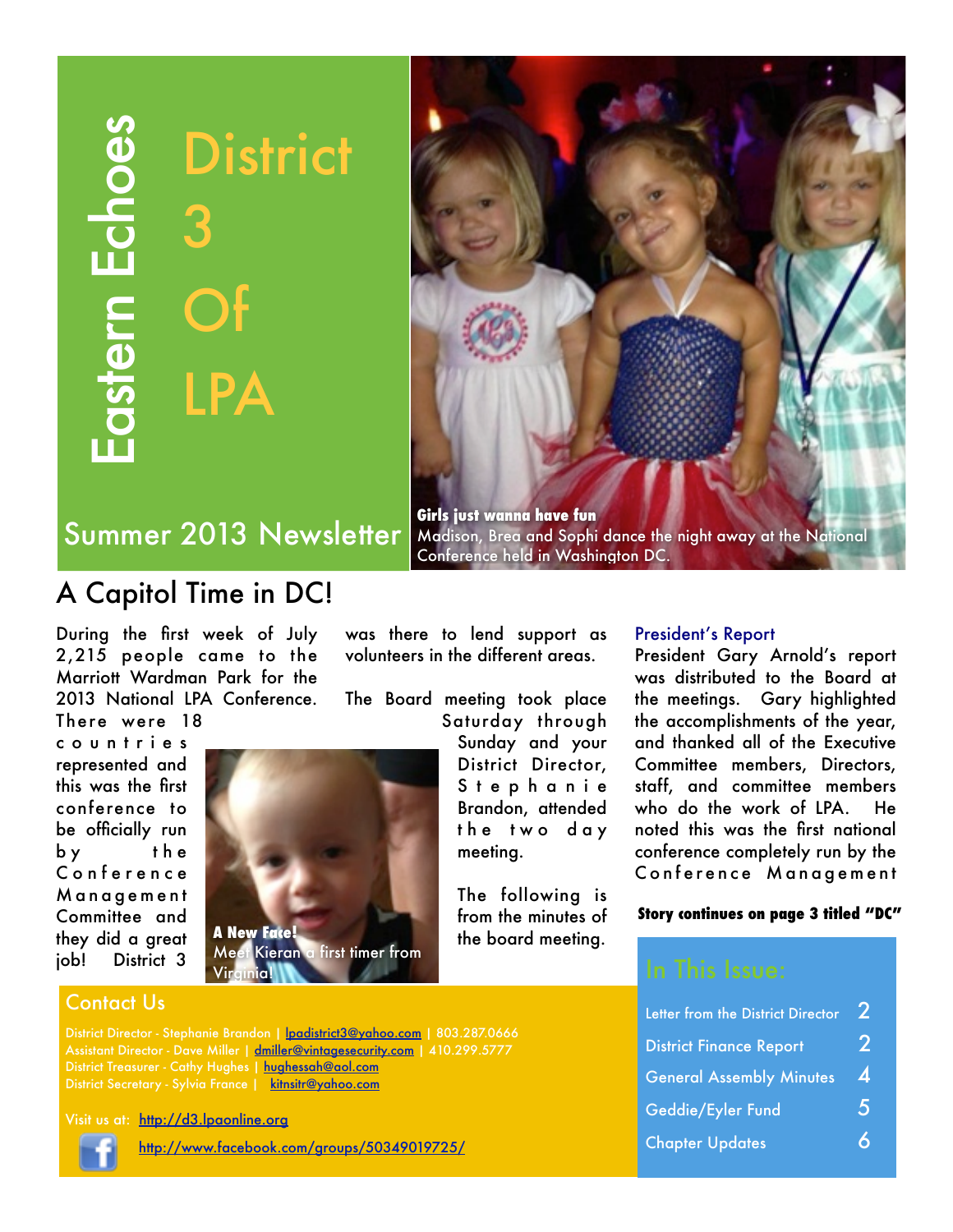# Eastern Echoes

# District 3 Of LPA

## Summer 2013 Newsletter

**Girls just wanna have fun**
Madison, Brea and Sophi dance the night away at the National Conference held in Washington DC.

## A Capitol Time in DC!

During the first week of July 2,215 people came to the Marriott Wardman Park for the 2013 National LPA Conference. There were 18 countries represented and this was the first conference to be officially run by the Conference Management Committee and they did a great job! District 3 was there to lend support as volunteers in the different areas.

The Board meeting took place Saturday through Sunday and your District Director, Stephanie Brandon, attended the two day meeting.

The following is from the minutes of the board meeting.

**A New Face!**
Meet Kieran a first timer from Virginia!

### President's Report

President Gary Arnold's report was distributed to the Board at the meetings. Gary highlighted the accomplishments of the year, and thanked all of the Executive Committee members, Directors, staff, and committee members who do the work of LPA. He noted this was the first national conference completely run by the Conference Management

**Story continues on page 3 titled "DC"**

### Contact Us

District Director - Stephanie Brandon | lpadistrict3@yahoo.com | 803.287.0666
Assistant Director - Dave Miller | dmiller@vintagesecurity.com | 410.299.5777
District Treasurer - Cathy Hughes | hughessah@aol.com
District Secretary - Sylvia France | kitnsitr@yahoo.com

Visit us at: http://d3.lpaonline.org

http://www.facebook.com/groups/50349019725/

### In This Issue:

| | |
|---|---|
| Letter from the District Director | 2 |
| District Finance Report | 2 |
| General Assembly Minutes | 4 |
| Geddie/Eyler Fund | 5 |
| Chapter Updates | 6 |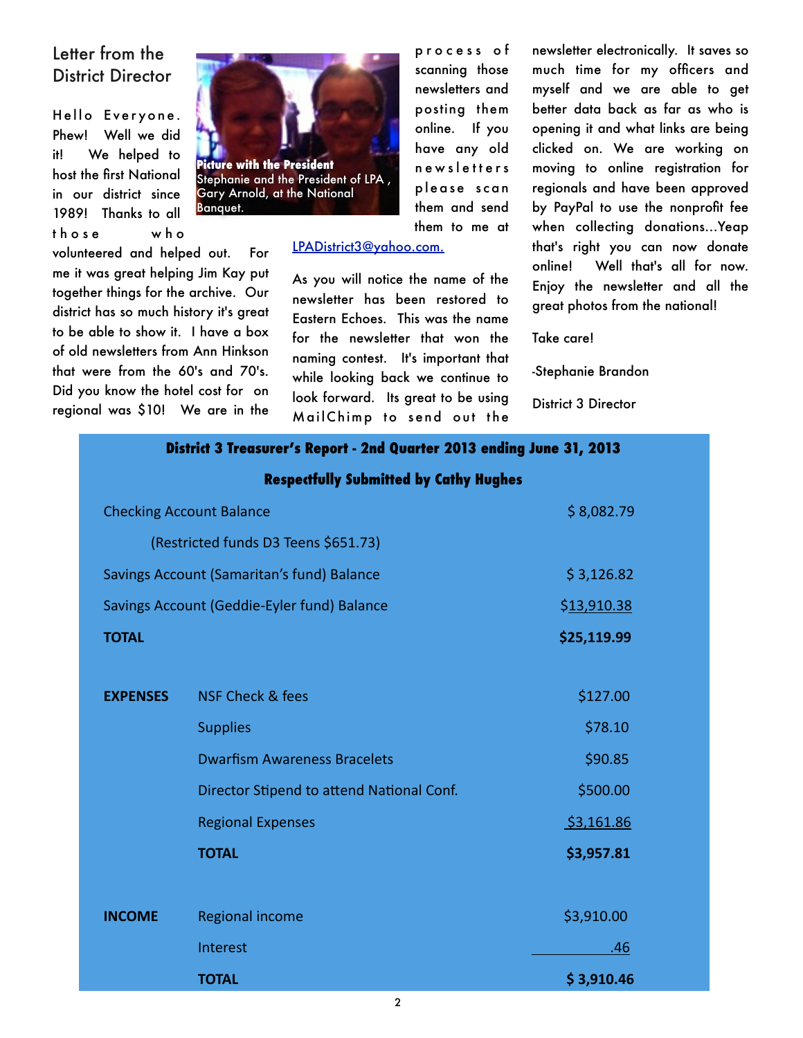## Letter from the District Director

Hello Everyone. Phew! Well we did it! We helped to host the first National in our district since 1989! Thanks to all those who volunteered and helped out. For me it was great helping Jim Kay put together things for the archive. Our district has so much history it's great to be able to show it. I have a box of old newsletters from Ann Hinkson that were from the 60's and 70's. Did you know the hotel cost for on regional was $10! We are in the process of scanning those newsletters and posting them online. If you have any old newsletters please scan them and send them to me at LPADistrict3@yahoo.com.

**Picture with the President**
Stephanie and the President of LPA, Gary Arnold, at the National Banquet.

As you will notice the name of the newsletter has been restored to Eastern Echoes. This was the name for the newsletter that won the naming contest. It's important that while looking back we continue to look forward. Its great to be using MailChimp to send out the newsletter electronically. It saves so much time for my officers and myself and we are able to get better data back as far as who is opening it and what links are being clicked on. We are working on moving to online registration for regionals and have been approved by PayPal to use the nonprofit fee when collecting donations...Yeap that's right you can now donate online! Well that's all for now. Enjoy the newsletter and all the great photos from the national!

Take care!

-Stephanie Brandon

District 3 Director

**District 3 Treasurer's Report - 2nd Quarter 2013 ending June 31, 2013**

**Respectfully Submitted by Cathy Hughes**

| | | |
|---|---|---|
| Checking Account Balance | | $ 8,082.79 |
| (Restricted funds D3 Teens $651.73) | | |
| Savings Account (Samaritan's fund) Balance | | $ 3,126.82 |
| Savings Account (Geddie-Eyler fund) Balance | | $13,910.38 |
| **TOTAL** | | **$25,119.99** |
| | | |
| **EXPENSES** | NSF Check & fees | $127.00 |
| | Supplies | $78.10 |
| | Dwarfism Awareness Bracelets | $90.85 |
| | Director Stipend to attend National Conf. | $500.00 |
| | Regional Expenses | $3,161.86 |
| | **TOTAL** | **$3,957.81** |
| | | |
| **INCOME** | Regional income | $3,910.00 |
| | Interest | .46 |
| | **TOTAL** | **$ 3,910.46** |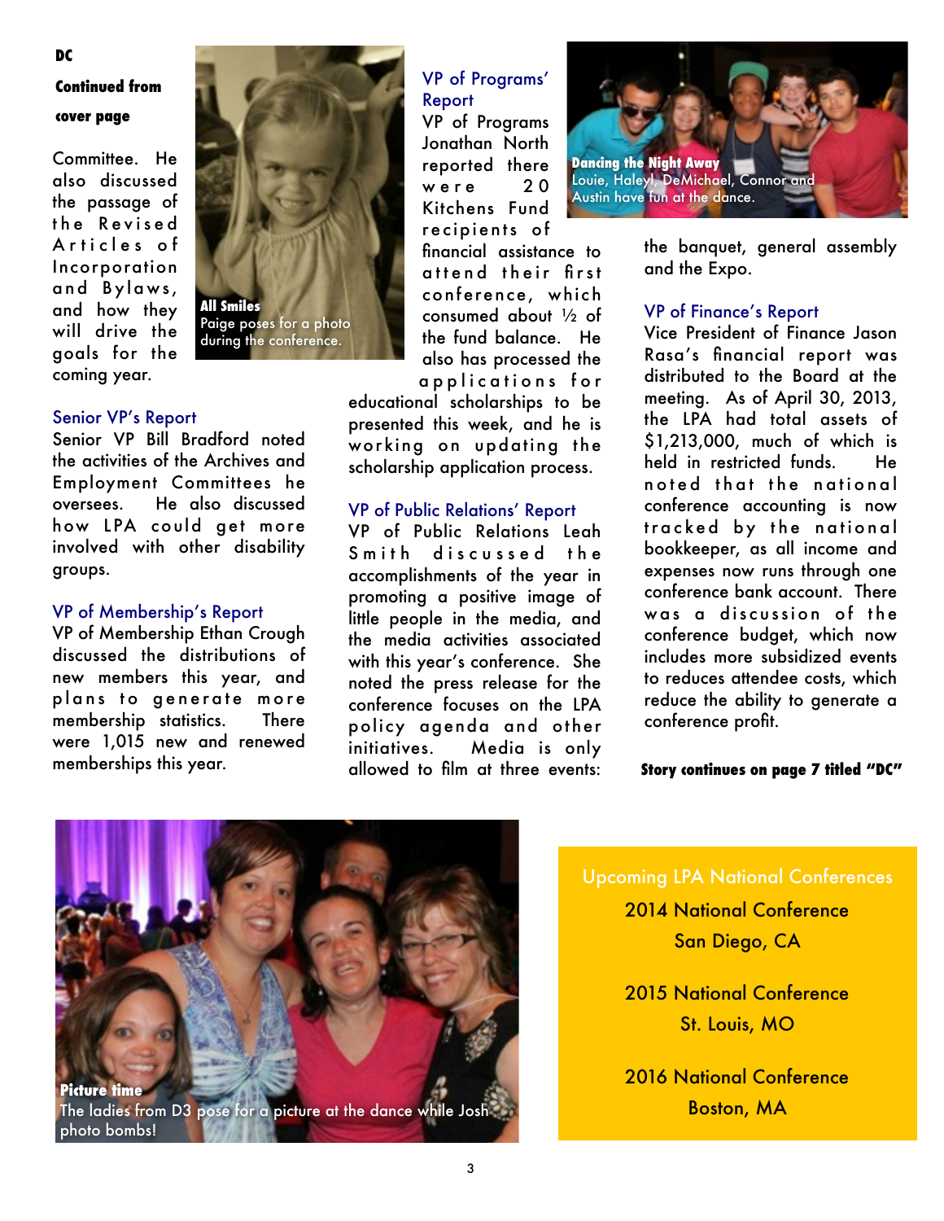**DC**

**Continued from cover page**

Committee. He also discussed the passage of the Revised Articles of Incorporation and Bylaws, and how they will drive the goals for the coming year.

**All Smiles**
Paige poses for a photo during the conference.

## Senior VP's Report

Senior VP Bill Bradford noted the activities of the Archives and Employment Committees he oversees. He also discussed how LPA could get more involved with other disability groups.

## VP of Membership's Report

VP of Membership Ethan Crough discussed the distributions of new members this year, and plans to generate more membership statistics. There were 1,015 new and renewed memberships this year.

## VP of Programs' Report

VP of Programs Jonathan North reported there were 20 Kitchens Fund recipients of financial assistance to attend their first conference, which consumed about ½ of the fund balance. He also has processed the applications for educational scholarships to be presented this week, and he is working on updating the scholarship application process.

## VP of Public Relations' Report

VP of Public Relations Leah Smith discussed the accomplishments of the year in promoting a positive image of little people in the media, and the media activities associated with this year's conference. She noted the press release for the conference focuses on the LPA policy agenda and other initiatives. Media is only allowed to film at three events: the banquet, general assembly and the Expo.

**Dancing the Night Away**
Louie, Haleyl, DeMichael, Connor and Austin have fun at the dance.

## VP of Finance's Report

Vice President of Finance Jason Rasa's financial report was distributed to the Board at the meeting. As of April 30, 2013, the LPA had total assets of $1,213,000, much of which is held in restricted funds. He noted that the national conference accounting is now tracked by the national bookkeeper, as all income and expenses now runs through one conference bank account. There was a discussion of the conference budget, which now includes more subsidized events to reduces attendee costs, which reduce the ability to generate a conference profit.

**Story continues on page 7 titled "DC"**

**Picture time**
The ladies from D3 pose for a picture at the dance while Josh photo bombs!

**Upcoming LPA National Conferences**

2014 National Conference
San Diego, CA

2015 National Conference
St. Louis, MO

2016 National Conference
Boston, MA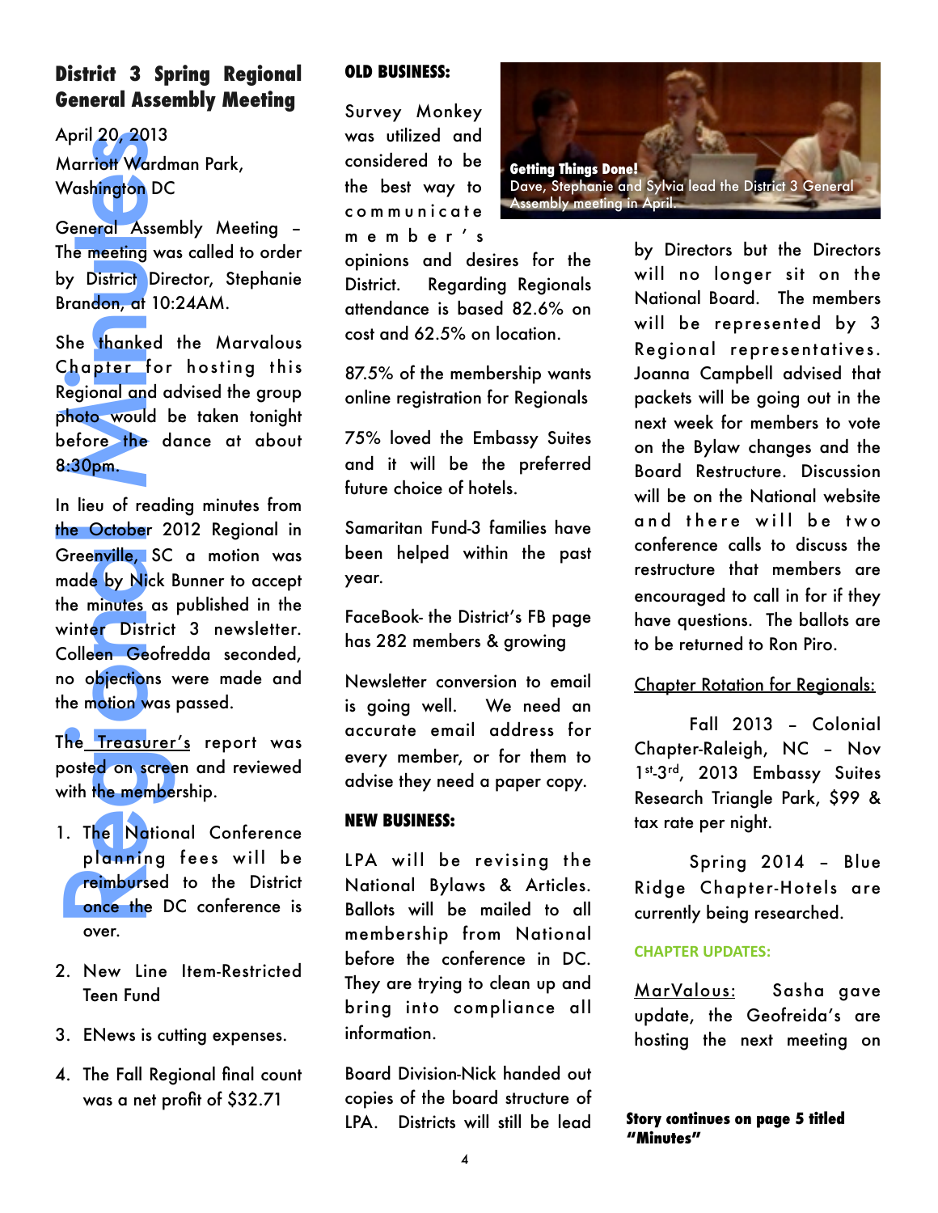## District 3 Spring Regional General Assembly Meeting

April 20, 2013

Marriott Wardman Park, Washington DC

General Assembly Meeting – The meeting was called to order by District Director, Stephanie Brandon, at 10:24AM.

She thanked the Marvalous Chapter for hosting this Regional and advised the group photo would be taken tonight before the dance at about 8:30pm.

In lieu of reading minutes from the October 2012 Regional in Greenville, SC a motion was made by Nick Bunner to accept the minutes as published in the winter District 3 newsletter. Colleen Geofredda seconded, no objections were made and the motion was passed.

The Treasurer's report was posted on screen and reviewed with the membership.

1. The National Conference planning fees will be reimbursed to the District once the DC conference is over.
2. New Line Item-Restricted Teen Fund
3. ENews is cutting expenses.
4. The Fall Regional final count was a net profit of $32.71

### OLD BUSINESS:

Survey Monkey was utilized and considered to be the best way to communicate member's opinions and desires for the District. Regarding Regionals attendance is based 82.6% on cost and 62.5% on location.

**Getting Things Done!**
Dave, Stephanie and Sylvia lead the District 3 General Assembly meeting in April.

87.5% of the membership wants online registration for Regionals

75% loved the Embassy Suites and it will be the preferred future choice of hotels.

Samaritan Fund-3 families have been helped within the past year.

FaceBook- the District's FB page has 282 members & growing

Newsletter conversion to email is going well. We need an accurate email address for every member, or for them to advise they need a paper copy.

### NEW BUSINESS:

LPA will be revising the National Bylaws & Articles. Ballots will be mailed to all membership from National before the conference in DC. They are trying to clean up and bring into compliance all information.

Board Division-Nick handed out copies of the board structure of LPA. Districts will still be lead by Directors but the Directors will no longer sit on the National Board. The members will be represented by 3 Regional representatives. Joanna Campbell advised that packets will be going out in the next week for members to vote on the Bylaw changes and the Board Restructure. Discussion will be on the National website and there will be two conference calls to discuss the restructure that members are encouraged to call in for if they have questions. The ballots are to be returned to Ron Piro.

Chapter Rotation for Regionals:

Fall 2013 – Colonial Chapter-Raleigh, NC – Nov 1st-3rd, 2013 Embassy Suites Research Triangle Park, $99 & tax rate per night.

Spring 2014 – Blue Ridge Chapter-Hotels are currently being researched.

### CHAPTER UPDATES:

MarValous: Sasha gave update, the Geofreida's are hosting the next meeting on

**Story continues on page 5 titled "Minutes"**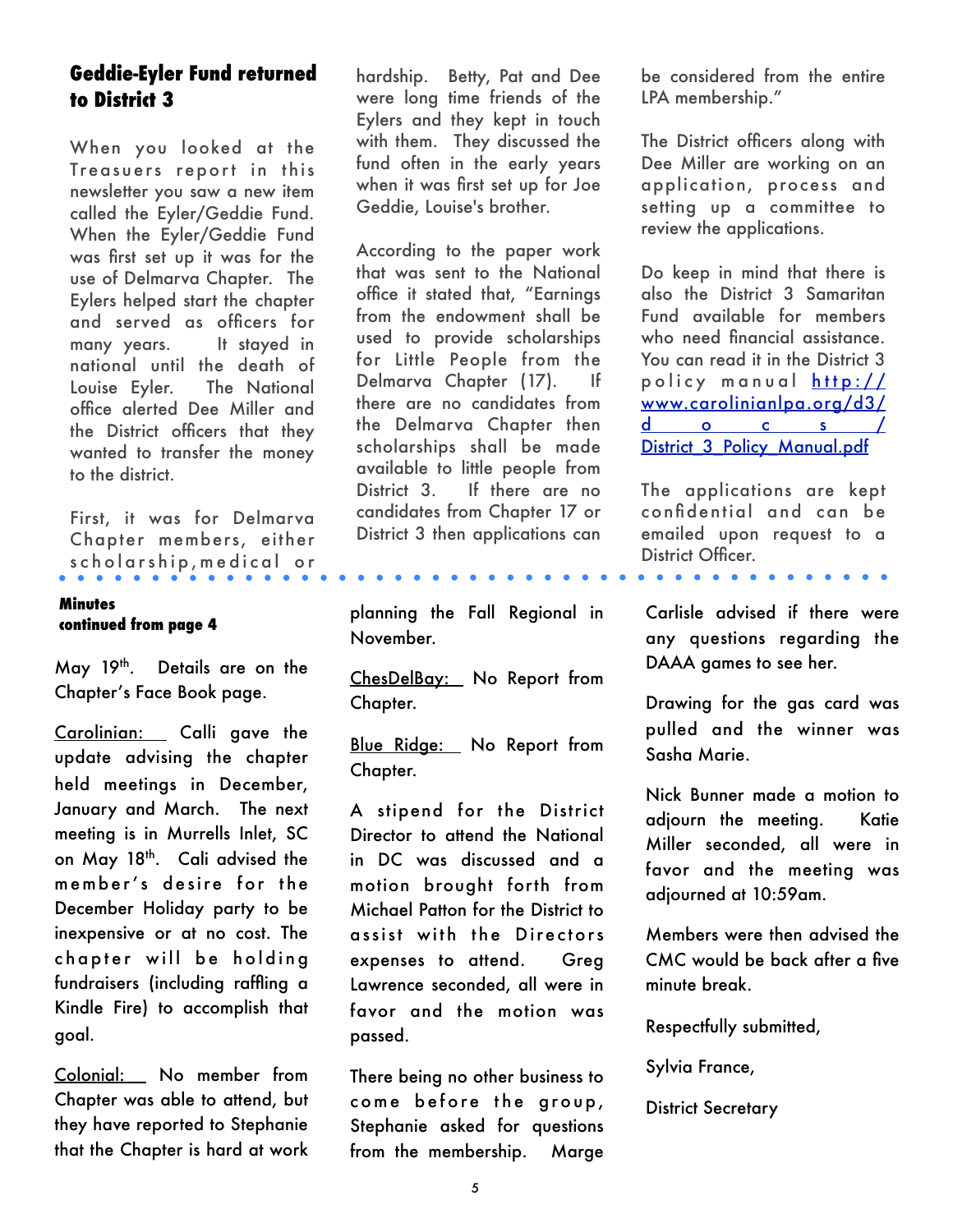## Geddie-Eyler Fund returned to District 3

When you looked at the Treasurers report in this newsletter you saw a new item called the Eyler/Geddie Fund. When the Eyler/Geddie Fund was first set up it was for the use of Delmarva Chapter. The Eylers helped start the chapter and served as officers for many years. It stayed in national until the death of Louise Eyler. The National office alerted Dee Miller and the District officers that they wanted to transfer the money to the district.

First, it was for Delmarva Chapter members, either scholarship, medical or hardship. Betty, Pat and Dee were long time friends of the Eylers and they kept in touch with them. They discussed the fund often in the early years when it was first set up for Joe Geddie, Louise's brother.

According to the paper work that was sent to the National office it stated that, "Earnings from the endowment shall be used to provide scholarships for Little People from the Delmarva Chapter (17). If there are no candidates from the Delmarva Chapter then scholarships shall be made available to little people from District 3. If there are no candidates from Chapter 17 or District 3 then applications can be considered from the entire LPA membership."

The District officers along with Dee Miller are working on an application, process and setting up a committee to review the applications.

Do keep in mind that there is also the District 3 Samaritan Fund available for members who need financial assistance. You can read it in the District 3 policy manual [http://www.carolinianlpa.org/d3/docs/District_3_Policy_Manual.pdf](http://www.carolinianlpa.org/d3/docs/District_3_Policy_Manual.pdf)

The applications are kept confidential and can be emailed upon request to a District Officer.

---

**Minutes**
**continued from page 4**

May 19th. Details are on the Chapter's Face Book page.

Carolinian: Calli gave the update advising the chapter held meetings in December, January and March. The next meeting is in Murrells Inlet, SC on May 18th. Cali advised the member's desire for the December Holiday party to be inexpensive or at no cost. The chapter will be holding fundraisers (including raffling a Kindle Fire) to accomplish that goal.

Colonial: No member from Chapter was able to attend, but they have reported to Stephanie that the Chapter is hard at work planning the Fall Regional in November.

ChesDelBay: No Report from Chapter.

Blue Ridge: No Report from Chapter.

A stipend for the District Director to attend the National in DC was discussed and a motion brought forth from Michael Patton for the District to assist with the Directors expenses to attend. Greg Lawrence seconded, all were in favor and the motion was passed.

There being no other business to come before the group, Stephanie asked for questions from the membership. Marge Carlisle advised if there were any questions regarding the DAAA games to see her.

Drawing for the gas card was pulled and the winner was Sasha Marie.

Nick Bunner made a motion to adjourn the meeting. Katie Miller seconded, all were in favor and the meeting was adjourned at 10:59am.

Members were then advised the CMC would be back after a five minute break.

Respectfully submitted,

Sylvia France,

District Secretary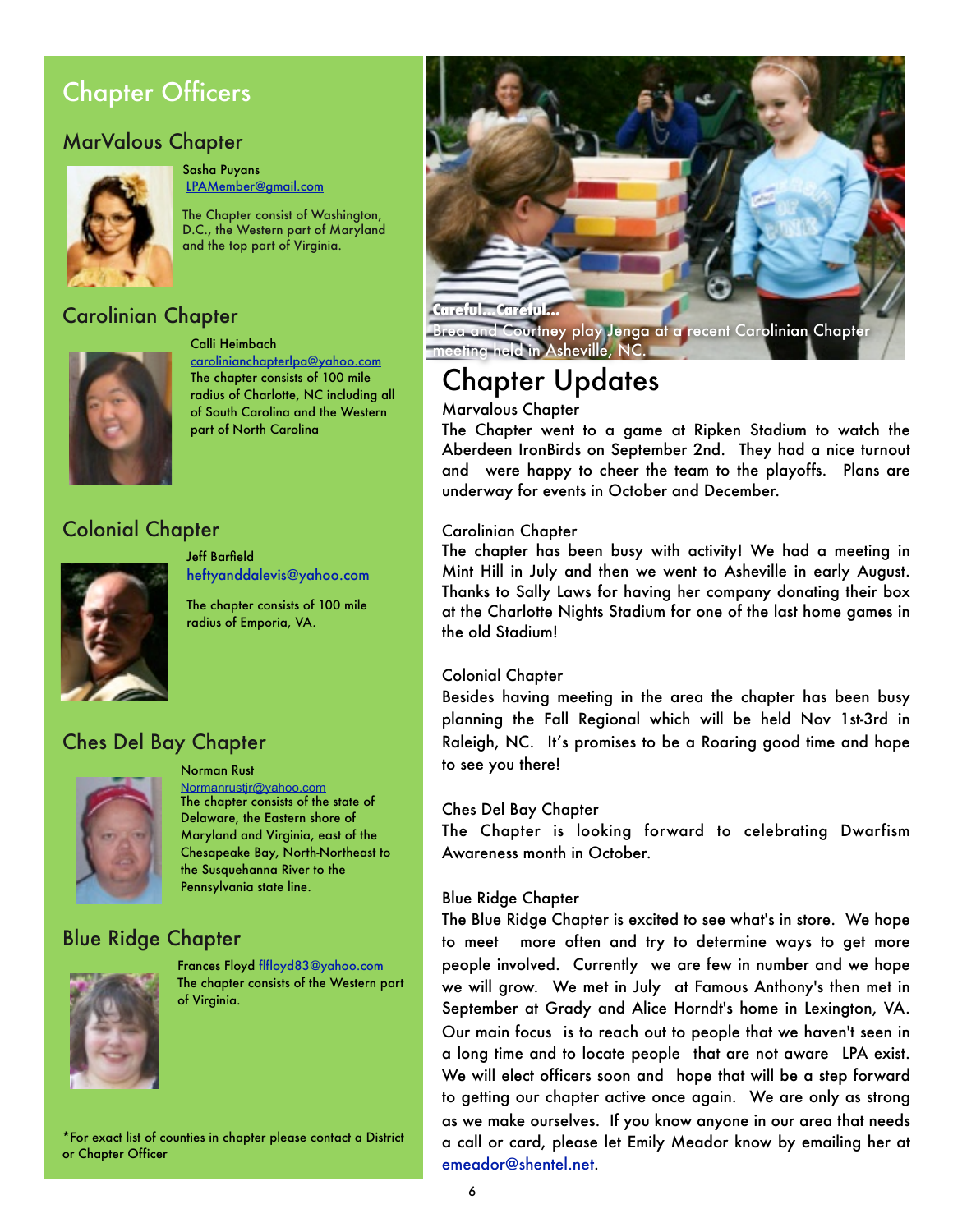## Chapter Officers

### MarValous Chapter

Sasha Puyans
LPAMember@gmail.com

The Chapter consist of Washington, D.C., the Western part of Maryland and the top part of Virginia.

### Carolinian Chapter

Calli Heimbach
carolinianchapterlpa@yahoo.com
The chapter consists of 100 mile radius of Charlotte, NC including all of South Carolina and the Western part of North Carolina

### Colonial Chapter

Jeff Barfield
heftyanddalevis@yahoo.com

The chapter consists of 100 mile radius of Emporia, VA.

### Ches Del Bay Chapter

Norman Rust
Normanrustjr@yahoo.com
The chapter consists of the state of Delaware, the Eastern shore of Maryland and Virginia, east of the Chesapeake Bay, North-Northeast to the Susquehanna River to the Pennsylvania state line.

### Blue Ridge Chapter

Frances Floyd flfloyd83@yahoo.com
The chapter consists of the Western part of Virginia.

*For exact list of counties in chapter please contact a District or Chapter Officer

**Careful...Careful...**
Brea and Courtney play Jenga at a recent Carolinian Chapter meeting held in Asheville, NC.

## Chapter Updates

Marvalous Chapter
The Chapter went to a game at Ripken Stadium to watch the Aberdeen IronBirds on September 2nd. They had a nice turnout and were happy to cheer the team to the playoffs. Plans are underway for events in October and December.

Carolinian Chapter
The chapter has been busy with activity! We had a meeting in Mint Hill in July and then we went to Asheville in early August. Thanks to Sally Laws for having her company donating their box at the Charlotte Nights Stadium for one of the last home games in the old Stadium!

Colonial Chapter
Besides having meeting in the area the chapter has been busy planning the Fall Regional which will be held Nov 1st-3rd in Raleigh, NC. It's promises to be a Roaring good time and hope to see you there!

Ches Del Bay Chapter
The Chapter is looking forward to celebrating Dwarfism Awareness month in October.

Blue Ridge Chapter
The Blue Ridge Chapter is excited to see what's in store. We hope to meet more often and try to determine ways to get more people involved. Currently we are few in number and we hope we will grow. We met in July at Famous Anthony's then met in September at Grady and Alice Horndt's home in Lexington, VA. Our main focus is to reach out to people that we haven't seen in a long time and to locate people that are not aware LPA exist. We will elect officers soon and hope that will be a step forward to getting our chapter active once again. We are only as strong as we make ourselves. If you know anyone in our area that needs a call or card, please let Emily Meador know by emailing her at emeador@shentel.net.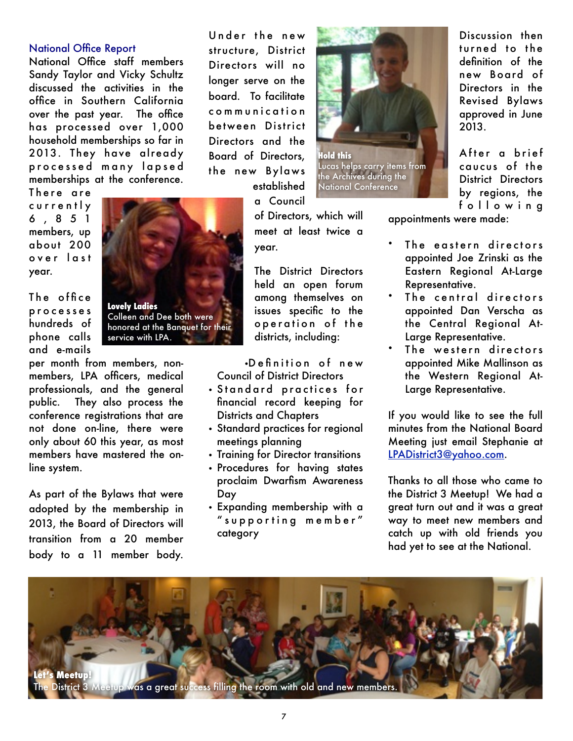## National Office Report

National Office staff members Sandy Taylor and Vicky Schultz discussed the activities in the office in Southern California over the past year. The office has processed over 1,000 household memberships so far in 2013. They have already processed many lapsed memberships at the conference. There are currently 6,851 members, up about 200 over last year.

**Lovely Ladies**
Colleen and Dee both were honored at the Banquet for their service with LPA.

The office processes hundreds of phone calls and e-mails per month from members, non-members, LPA officers, medical professionals, and the general public. They also process the conference registrations that are not done on-line, there were only about 60 this year, as most members have mastered the on-line system.

As part of the Bylaws that were adopted by the membership in 2013, the Board of Directors will transition from a 20 member body to a 11 member body. Under the new structure, District Directors will no longer serve on the board. To facilitate communication between District Directors and the Board of Directors, the new Bylaws established a Council of Directors, which will meet at least twice a year.

**Hold this**
Lucas helps carry items from the Archives during the National Conference

The District Directors held an open forum among themselves on issues specific to the operation of the districts, including:

- Definition of new Council of District Directors
- Standard practices for financial record keeping for Districts and Chapters
- Standard practices for regional meetings planning
- Training for Director transitions
- Procedures for having states proclaim Dwarfism Awareness Day
- Expanding membership with a "supporting member" category

Discussion then turned to the definition of the new Board of Directors in the Revised Bylaws approved in June 2013.

After a brief caucus of the District Directors by regions, the following appointments were made:

- The eastern directors appointed Joe Zrinski as the Eastern Regional At-Large Representative.
- The central directors appointed Dan Verscha as the Central Regional At-Large Representative.
- The western directors appointed Mike Mallinson as the Western Regional At-Large Representative.

If you would like to see the full minutes from the National Board Meeting just email Stephanie at LPADistrict3@yahoo.com.

Thanks to all those who came to the District 3 Meetup! We had a great turn out and it was a great way to meet new members and catch up with old friends you had yet to see at the National.

**Let's Meetup!**
The District 3 Meetup was a great success filling the room with old and new members.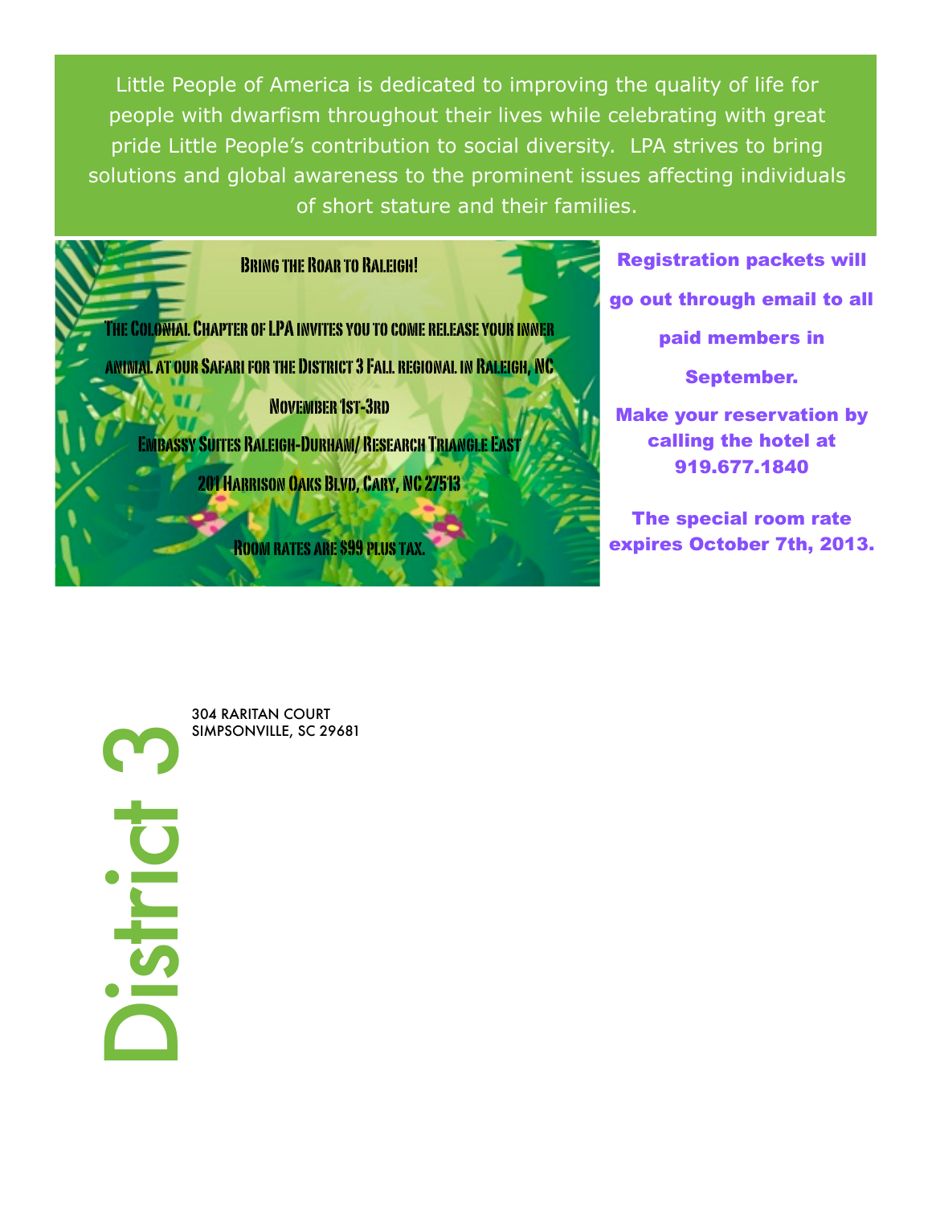Little People of America is dedicated to improving the quality of life for people with dwarfism throughout their lives while celebrating with great pride Little People's contribution to social diversity. LPA strives to bring solutions and global awareness to the prominent issues affecting individuals of short stature and their families.

## Bring the Roar to Raleigh!

The Colonial Chapter of LPA invites you to come release your inner animal at our Safari for the District 3 Fall regional in Raleigh, NC

November 1st-3rd

Embassy Suites Raleigh-Durham/ Research Triangle East

201 Harrison Oaks Blvd, Cary, NC 27513

Room rates are $99 plus tax.

**Registration packets will go out through email to all paid members in September.**

**Make your reservation by calling the hotel at 919.677.1840**

**The special room rate expires October 7th, 2013.**

District 3

304 RARITAN COURT
SIMPSONVILLE, SC 29681